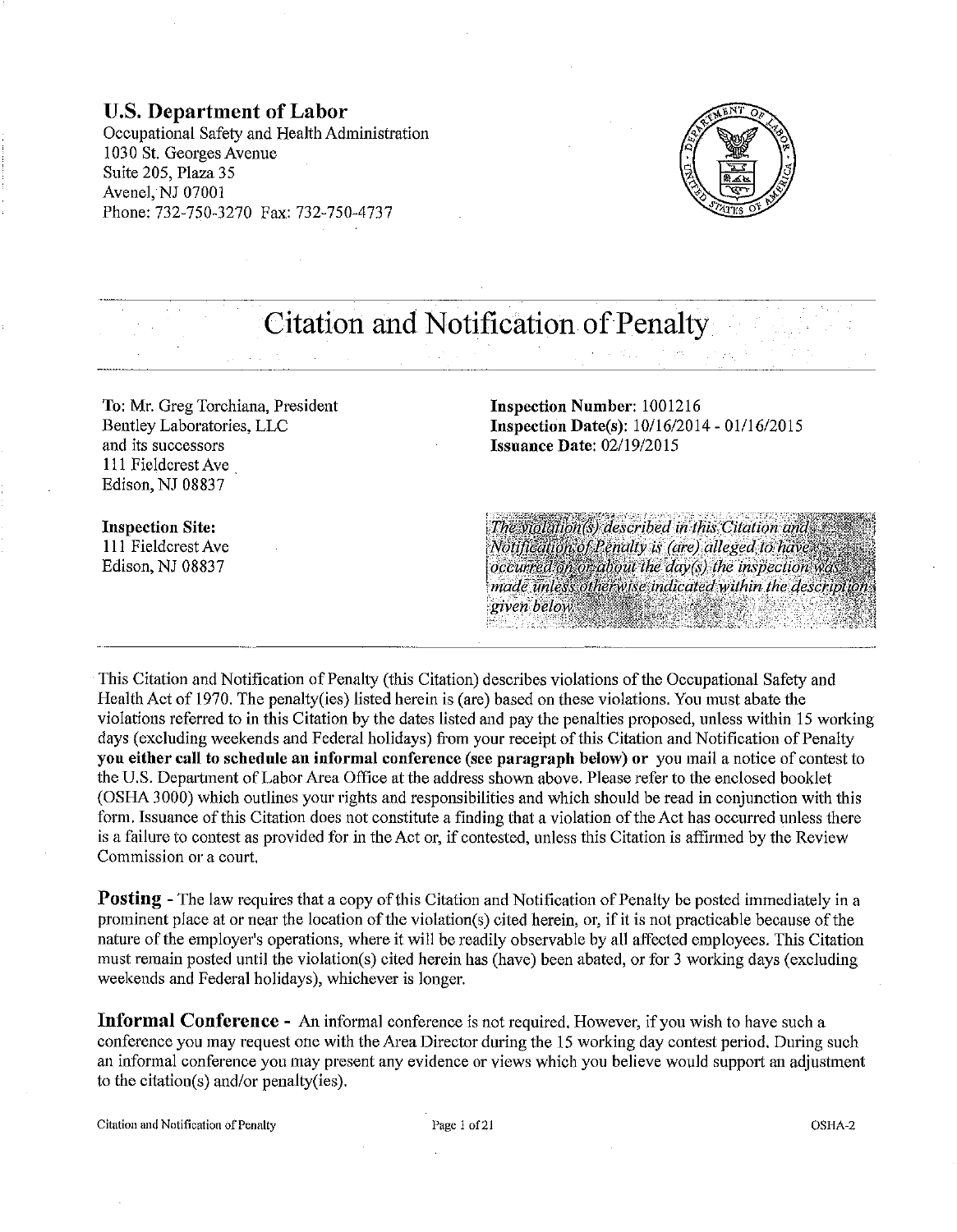**U.S. Department of Labor**
Occupational Safety and Health Administration
1030 St. Georges Avenue
Suite 205, Plaza 35
Avenel, NJ 07001
Phone: 732-750-3270 Fax: 732-750-4737

# Citation and Notification of Penalty

To: Mr. Greg Torchiana, President
Bentley Laboratories, LLC
and its successors
111 Fieldcrest Ave
Edison, NJ 08837

**Inspection Site:**
111 Fieldcrest Ave
Edison, NJ 08837

**Inspection Number:** 1001216
**Inspection Date(s):** 10/16/2014 - 01/16/2015
**Issuance Date:** 02/19/2015

*The violation(s) described in this Citation and Notification of Penalty is (are) alleged to have occurred on or about the day(s) the inspection was made unless otherwise indicated within the description given below.*

This Citation and Notification of Penalty (this Citation) describes violations of the Occupational Safety and Health Act of 1970. The penalty(ies) listed herein is (are) based on these violations. You must abate the violations referred to in this Citation by the dates listed and pay the penalties proposed, unless within 15 working days (excluding weekends and Federal holidays) from your receipt of this Citation and Notification of Penalty **you either call to schedule an informal conference (see paragraph below) or** you mail a notice of contest to the U.S. Department of Labor Area Office at the address shown above. Please refer to the enclosed booklet (OSHA 3000) which outlines your rights and responsibilities and which should be read in conjunction with this form. Issuance of this Citation does not constitute a finding that a violation of the Act has occurred unless there is a failure to contest as provided for in the Act or, if contested, unless this Citation is affirmed by the Review Commission or a court.

**Posting** - The law requires that a copy of this Citation and Notification of Penalty be posted immediately in a prominent place at or near the location of the violation(s) cited herein, or, if it is not practicable because of the nature of the employer's operations, where it will be readily observable by all affected employees. This Citation must remain posted until the violation(s) cited herein has (have) been abated, or for 3 working days (excluding weekends and Federal holidays), whichever is longer.

**Informal Conference** - An informal conference is not required. However, if you wish to have such a conference you may request one with the Area Director during the 15 working day contest period. During such an informal conference you may present any evidence or views which you believe would support an adjustment to the citation(s) and/or penalty(ies).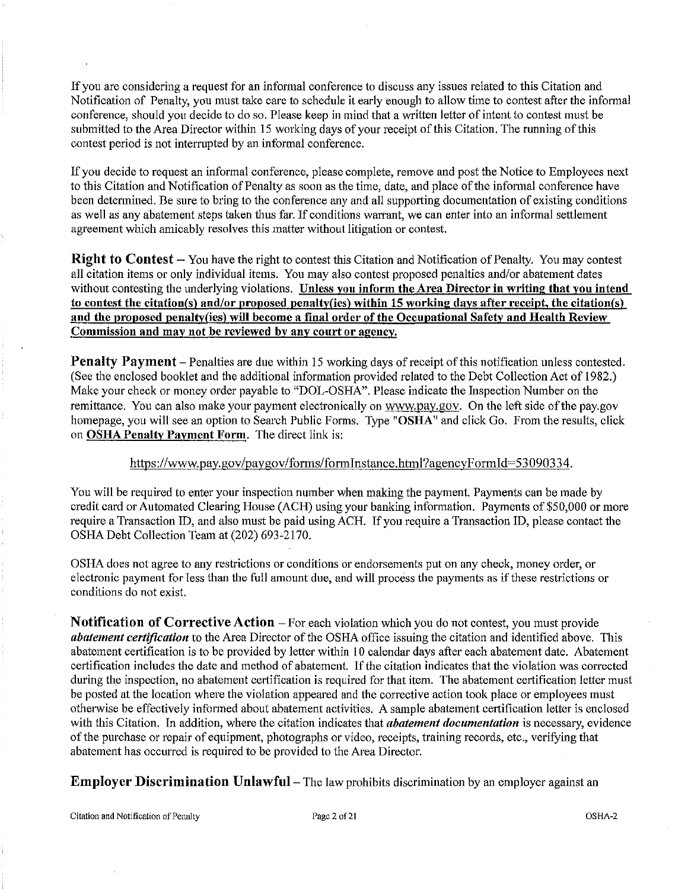If you are considering a request for an informal conference to discuss any issues related to this Citation and Notification of Penalty, you must take care to schedule it early enough to allow time to contest after the informal conference, should you decide to do so. Please keep in mind that a written letter of intent to contest must be submitted to the Area Director within 15 working days of your receipt of this Citation. The running of this contest period is not interrupted by an informal conference.

If you decide to request an informal conference, please complete, remove and post the Notice to Employees next to this Citation and Notification of Penalty as soon as the time, date, and place of the informal conference have been determined. Be sure to bring to the conference any and all supporting documentation of existing conditions as well as any abatement steps taken thus far. If conditions warrant, we can enter into an informal settlement agreement which amicably resolves this matter without litigation or contest.

**Right to Contest** – You have the right to contest this Citation and Notification of Penalty. You may contest all citation items or only individual items. You may also contest proposed penalties and/or abatement dates without contesting the underlying violations. **Unless you inform the Area Director in writing that you intend to contest the citation(s) and/or proposed penalty(ies) within 15 working days after receipt, the citation(s) and the proposed penalty(ies) will become a final order of the Occupational Safety and Health Review Commission and may not be reviewed by any court or agency.**

**Penalty Payment** – Penalties are due within 15 working days of receipt of this notification unless contested. (See the enclosed booklet and the additional information provided related to the Debt Collection Act of 1982.) Make your check or money order payable to "DOL-OSHA". Please indicate the Inspection Number on the remittance. You can also make your payment electronically on www.pay.gov. On the left side of the pay.gov homepage, you will see an option to Search Public Forms. Type "**OSHA**" and click Go. From the results, click on **OSHA Penalty Payment Form**. The direct link is:

https://www.pay.gov/paygov/forms/formInstance.html?agencyFormId=53090334.

You will be required to enter your inspection number when making the payment. Payments can be made by credit card or Automated Clearing House (ACH) using your banking information. Payments of $50,000 or more require a Transaction ID, and also must be paid using ACH. If you require a Transaction ID, please contact the OSHA Debt Collection Team at (202) 693-2170.

OSHA does not agree to any restrictions or conditions or endorsements put on any check, money order, or electronic payment for less than the full amount due, and will process the payments as if these restrictions or conditions do not exist.

**Notification of Corrective Action** – For each violation which you do not contest, you must provide ***abatement certification*** to the Area Director of the OSHA office issuing the citation and identified above. This abatement certification is to be provided by letter within 10 calendar days after each abatement date. Abatement certification includes the date and method of abatement. If the citation indicates that the violation was corrected during the inspection, no abatement certification is required for that item. The abatement certification letter must be posted at the location where the violation appeared and the corrective action took place or employees must otherwise be effectively informed about abatement activities. A sample abatement certification letter is enclosed with this Citation. In addition, where the citation indicates that ***abatement documentation*** is necessary, evidence of the purchase or repair of equipment, photographs or video, receipts, training records, etc., verifying that abatement has occurred is required to be provided to the Area Director.

**Employer Discrimination Unlawful** – The law prohibits discrimination by an employer against an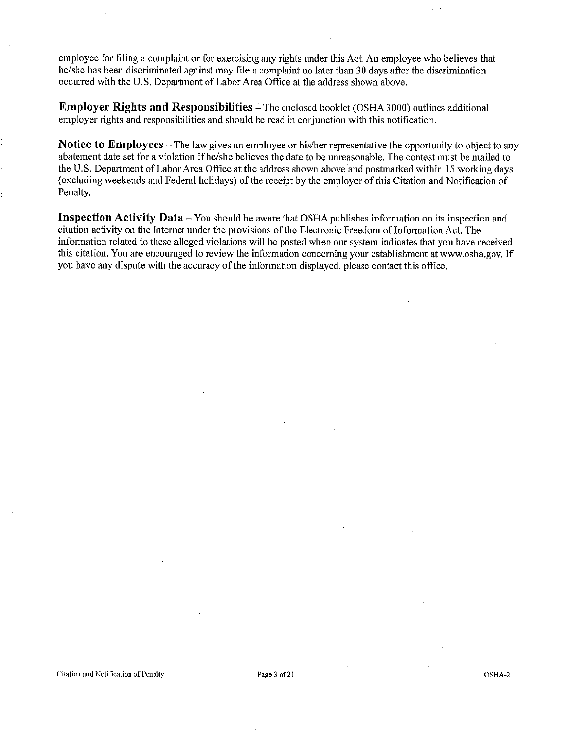employee for filing a complaint or for exercising any rights under this Act. An employee who believes that he/she has been discriminated against may file a complaint no later than 30 days after the discrimination occurred with the U.S. Department of Labor Area Office at the address shown above.

**Employer Rights and Responsibilities** – The enclosed booklet (OSHA 3000) outlines additional employer rights and responsibilities and should be read in conjunction with this notification.

**Notice to Employees** – The law gives an employee or his/her representative the opportunity to object to any abatement date set for a violation if he/she believes the date to be unreasonable. The contest must be mailed to the U.S. Department of Labor Area Office at the address shown above and postmarked within 15 working days (excluding weekends and Federal holidays) of the receipt by the employer of this Citation and Notification of Penalty.

**Inspection Activity Data** – You should be aware that OSHA publishes information on its inspection and citation activity on the Internet under the provisions of the Electronic Freedom of Information Act. The information related to these alleged violations will be posted when our system indicates that you have received this citation. You are encouraged to review the information concerning your establishment at www.osha.gov. If you have any dispute with the accuracy of the information displayed, please contact this office.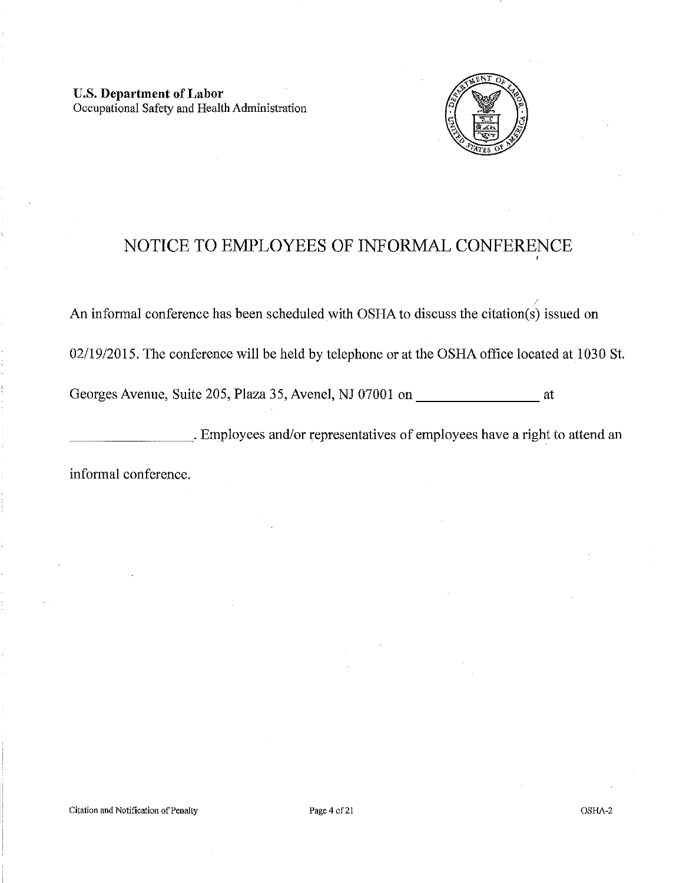**U.S. Department of Labor**
Occupational Safety and Health Administration

# NOTICE TO EMPLOYEES OF INFORMAL CONFERENCE

An informal conference has been scheduled with OSHA to discuss the citation(s) issued on 02/19/2015. The conference will be held by telephone or at the OSHA office located at 1030 St. Georges Avenue, Suite 205, Plaza 35, Avenel, NJ 07001 on \_\_\_\_\_\_\_\_\_\_\_\_\_\_\_\_ at \_\_\_\_\_\_\_\_\_\_\_\_\_\_\_\_. Employees and/or representatives of employees have a right to attend an informal conference.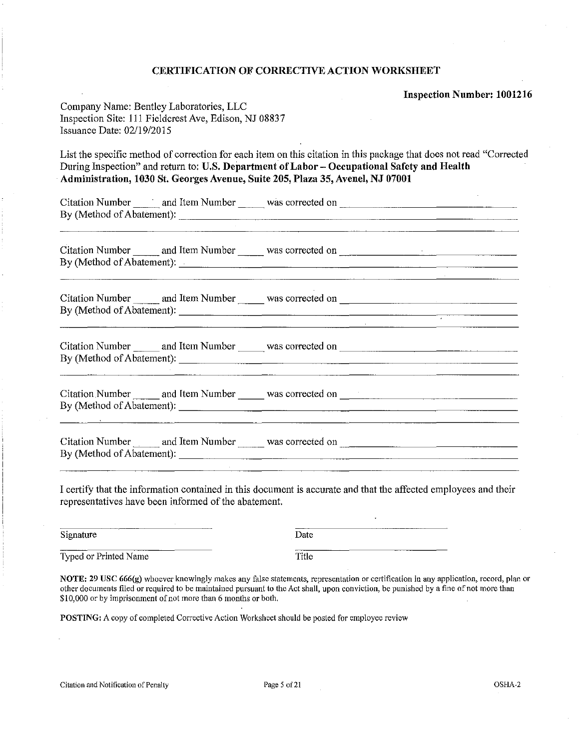## CERTIFICATION OF CORRECTIVE ACTION WORKSHEET

**Inspection Number: 1001216**

Company Name: Bentley Laboratories, LLC
Inspection Site: 111 Fieldcrest Ave, Edison, NJ 08837
Issuance Date: 02/19/2015

List the specific method of correction for each item on this citation in this package that does not read "Corrected During Inspection" and return to: **U.S. Department of Labor – Occupational Safety and Health Administration, 1030 St. Georges Avenue, Suite 205, Plaza 35, Avenel, NJ 07001**

Citation Number _____ and Item Number _____ was corrected on ______________________________
By (Method of Abatement): ______________________________________________________________
________________________________________________________________________________________

Citation Number _____ and Item Number _____ was corrected on ______________________________
By (Method of Abatement): ______________________________________________________________
________________________________________________________________________________________

Citation Number _____ and Item Number _____ was corrected on ______________________________
By (Method of Abatement): ______________________________________________________________
________________________________________________________________________________________

Citation Number _____ and Item Number _____ was corrected on ______________________________
By (Method of Abatement): ______________________________________________________________
________________________________________________________________________________________

Citation Number _____ and Item Number _____ was corrected on ______________________________
By (Method of Abatement): ______________________________________________________________
________________________________________________________________________________________

Citation Number _____ and Item Number _____ was corrected on ______________________________
By (Method of Abatement): ______________________________________________________________
________________________________________________________________________________________

I certify that the information contained in this document is accurate and that the affected employees and their representatives have been informed of the abatement.

| ______________________ | ______________________ |
|---|---|
| Signature | Date |
| Typed or Printed Name | Title |

**NOTE: 29 USC 666(g)** whoever knowingly makes any false statements, representation or certification in any application, record, plan or other documents filed or required to be maintained pursuant to the Act shall, upon conviction, be punished by a fine of not more than $10,000 or by imprisonment of not more than 6 months or both.

**POSTING:** A copy of completed Corrective Action Worksheet should be posted for employee review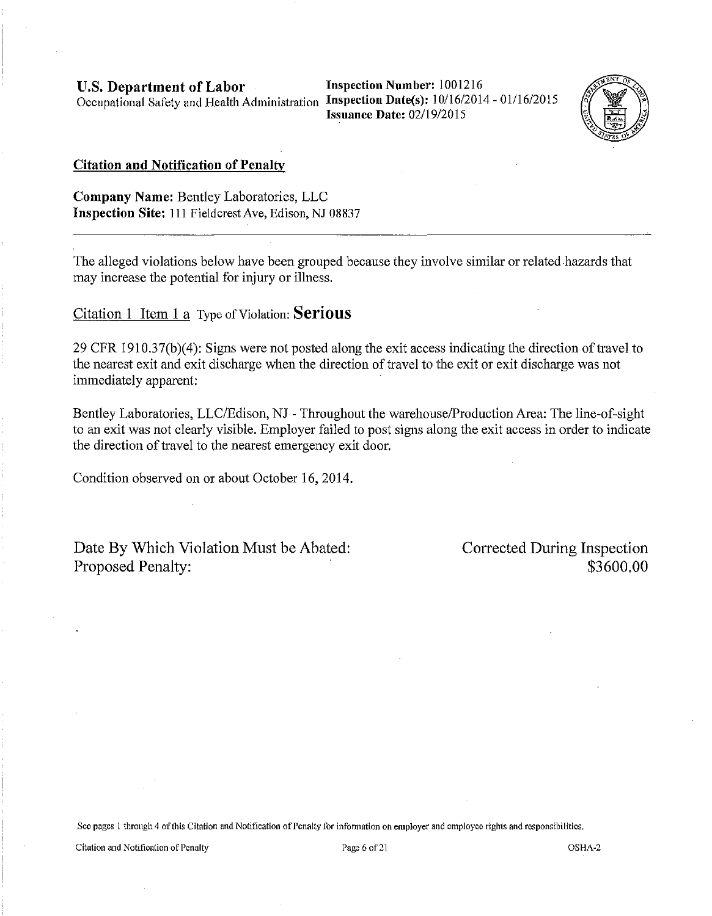**U.S. Department of Labor**
Occupational Safety and Health Administration

**Inspection Number:** 1001216
**Inspection Date(s):** 10/16/2014 - 01/16/2015
**Issuance Date:** 02/19/2015

## Citation and Notification of Penalty

**Company Name:** Bentley Laboratories, LLC
**Inspection Site:** 111 Fieldcrest Ave, Edison, NJ 08837

---

The alleged violations below have been grouped because they involve similar or related hazards that may increase the potential for injury or illness.

Citation 1 Item 1 a Type of Violation: **Serious**

29 CFR 1910.37(b)(4): Signs were not posted along the exit access indicating the direction of travel to the nearest exit and exit discharge when the direction of travel to the exit or exit discharge was not immediately apparent:

Bentley Laboratories, LLC/Edison, NJ - Throughout the warehouse/Production Area: The line-of-sight to an exit was not clearly visible. Employer failed to post signs along the exit access in order to indicate the direction of travel to the nearest emergency exit door.

Condition observed on or about October 16, 2014.

Date By Which Violation Must be Abated: Corrected During Inspection
Proposed Penalty: $3600.00

See pages 1 through 4 of this Citation and Notification of Penalty for information on employer and employee rights and responsibilities.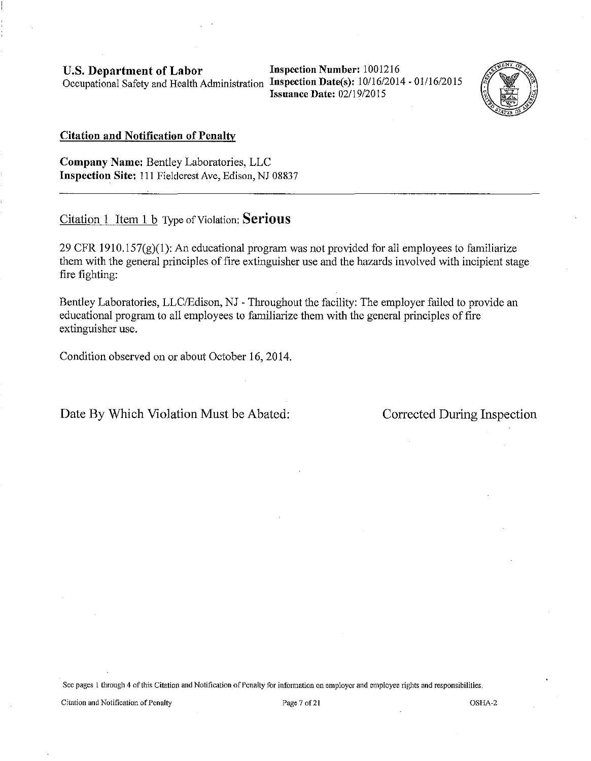**U.S. Department of Labor**
Occupational Safety and Health Administration

**Inspection Number:** 1001216
**Inspection Date(s):** 10/16/2014 - 01/16/2015
**Issuance Date:** 02/19/2015

## Citation and Notification of Penalty

**Company Name:** Bentley Laboratories, LLC
**Inspection Site:** 111 Fieldcrest Ave, Edison, NJ 08837

---

Citation 1 Item 1 b Type of Violation: **Serious**

29 CFR 1910.157(g)(1): An educational program was not provided for all employees to familiarize them with the general principles of fire extinguisher use and the hazards involved with incipient stage fire fighting:

Bentley Laboratories, LLC/Edison, NJ - Throughout the facility: The employer failed to provide an educational program to all employees to familiarize them with the general principles of fire extinguisher use.

Condition observed on or about October 16, 2014.

Date By Which Violation Must be Abated: Corrected During Inspection

See pages 1 through 4 of this Citation and Notification of Penalty for information on employer and employee rights and responsibilities.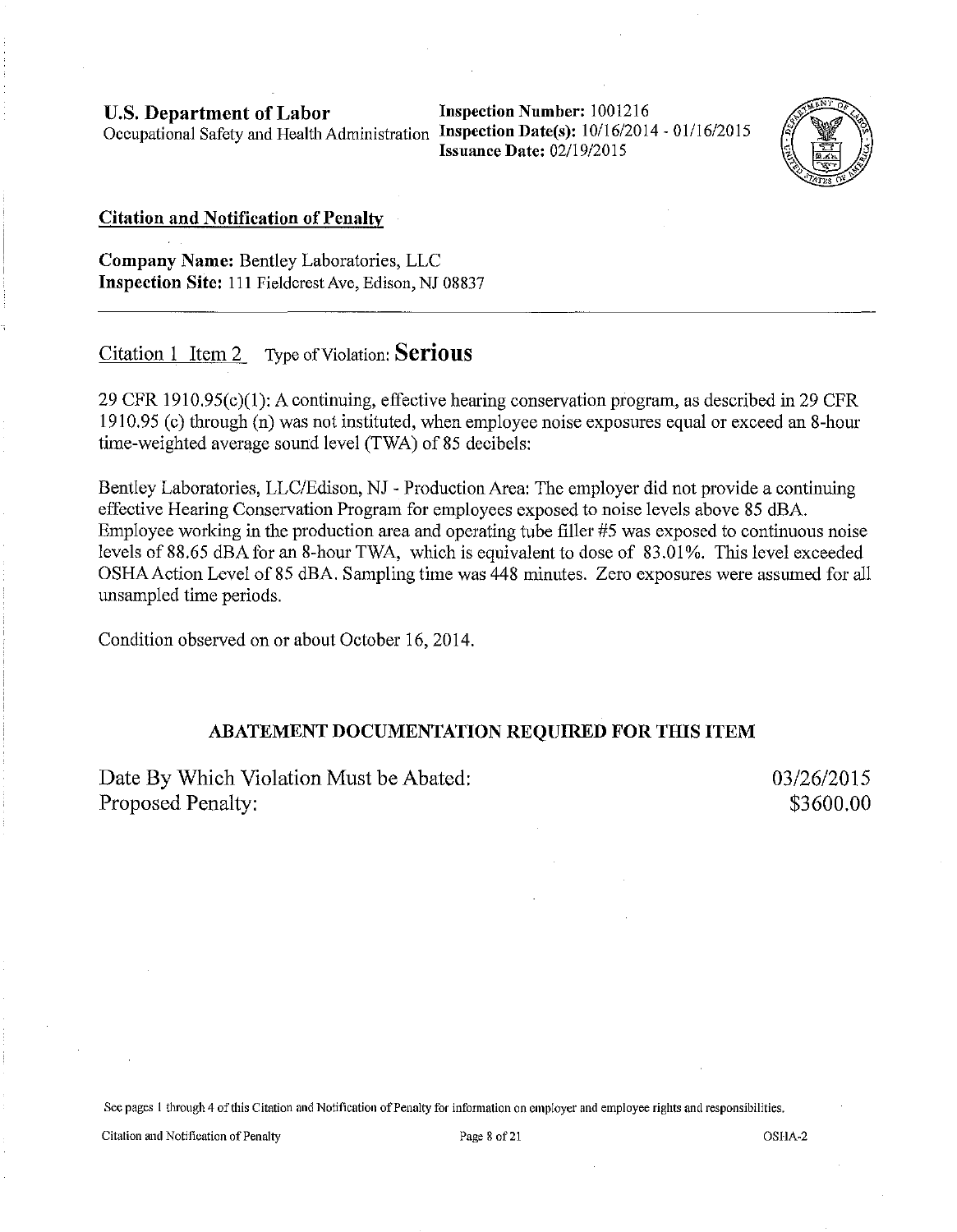**U.S. Department of Labor**
Occupational Safety and Health Administration

**Inspection Number:** 1001216
**Inspection Date(s):** 10/16/2014 - 01/16/2015
**Issuance Date:** 02/19/2015

## Citation and Notification of Penalty

**Company Name:** Bentley Laboratories, LLC
**Inspection Site:** 111 Fieldcrest Ave, Edison, NJ 08837

---

Citation 1 Item 2 Type of Violation: **Serious**

29 CFR 1910.95(c)(1): A continuing, effective hearing conservation program, as described in 29 CFR 1910.95 (c) through (n) was not instituted, when employee noise exposures equal or exceed an 8-hour time-weighted average sound level (TWA) of 85 decibels:

Bentley Laboratories, LLC/Edison, NJ - Production Area: The employer did not provide a continuing effective Hearing Conservation Program for employees exposed to noise levels above 85 dBA. Employee working in the production area and operating tube filler #5 was exposed to continuous noise levels of 88.65 dBA for an 8-hour TWA, which is equivalent to dose of 83.01%. This level exceeded OSHA Action Level of 85 dBA. Sampling time was 448 minutes. Zero exposures were assumed for all unsampled time periods.

Condition observed on or about October 16, 2014.

### ABATEMENT DOCUMENTATION REQUIRED FOR THIS ITEM

Date By Which Violation Must be Abated: 03/26/2015
Proposed Penalty: $3600.00

See pages 1 through 4 of this Citation and Notification of Penalty for information on employer and employee rights and responsibilities.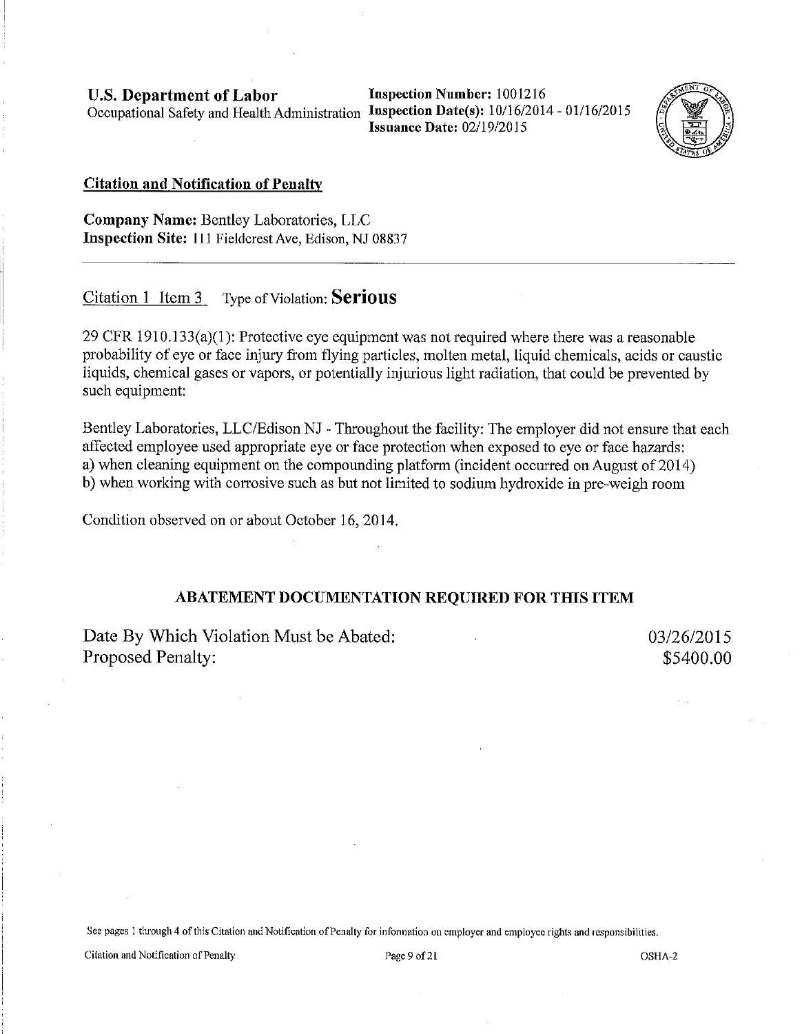**U.S. Department of Labor**
Occupational Safety and Health Administration

**Inspection Number:** 1001216
**Inspection Date(s):** 10/16/2014 - 01/16/2015
**Issuance Date:** 02/19/2015

**Citation and Notification of Penalty**

**Company Name:** Bentley Laboratories, LLC
**Inspection Site:** 111 Fieldcrest Ave, Edison, NJ 08837

---

Citation 1 Item 3 Type of Violation: **Serious**

29 CFR 1910.133(a)(1): Protective eye equipment was not required where there was a reasonable probability of eye or face injury from flying particles, molten metal, liquid chemicals, acids or caustic liquids, chemical gases or vapors, or potentially injurious light radiation, that could be prevented by such equipment:

Bentley Laboratories, LLC/Edison NJ - Throughout the facility: The employer did not ensure that each affected employee used appropriate eye or face protection when exposed to eye or face hazards:
a) when cleaning equipment on the compounding platform (incident occurred on August of 2014)
b) when working with corrosive such as but not limited to sodium hydroxide in pre-weigh room

Condition observed on or about October 16, 2014.

**ABATEMENT DOCUMENTATION REQUIRED FOR THIS ITEM**

| | |
|---|---|
| Date By Which Violation Must be Abated: | 03/26/2015 |
| Proposed Penalty: | $5400.00 |

See pages 1 through 4 of this Citation and Notification of Penalty for information on employer and employee rights and responsibilities.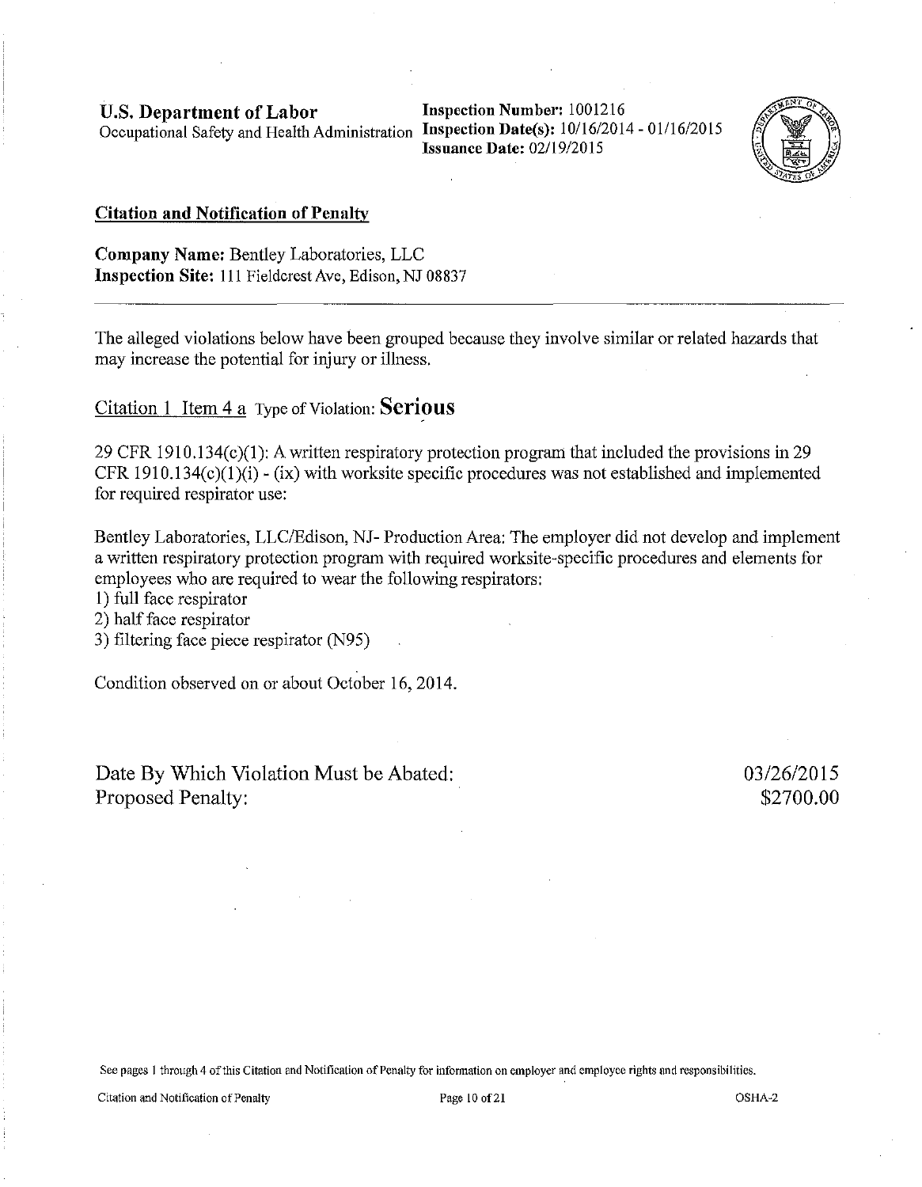**U.S. Department of Labor**
Occupational Safety and Health Administration

**Inspection Number:** 1001216
**Inspection Date(s):** 10/16/2014 - 01/16/2015
**Issuance Date:** 02/19/2015

## Citation and Notification of Penalty

**Company Name:** Bentley Laboratories, LLC
**Inspection Site:** 111 Fieldcrest Ave, Edison, NJ 08837

---

The alleged violations below have been grouped because they involve similar or related hazards that may increase the potential for injury or illness.

### Citation 1 Item 4 a Type of Violation: **Serious**

29 CFR 1910.134(c)(1): A written respiratory protection program that included the provisions in 29 CFR 1910.134(c)(1)(i) - (ix) with worksite specific procedures was not established and implemented for required respirator use:

Bentley Laboratories, LLC/Edison, NJ- Production Area: The employer did not develop and implement a written respiratory protection program with required worksite-specific procedures and elements for employees who are required to wear the following respirators:
1) full face respirator
2) half face respirator
3) filtering face piece respirator (N95)

Condition observed on or about October 16, 2014.

Date By Which Violation Must be Abated: 03/26/2015
Proposed Penalty: $2700.00

See pages 1 through 4 of this Citation and Notification of Penalty for information on employer and employee rights and responsibilities.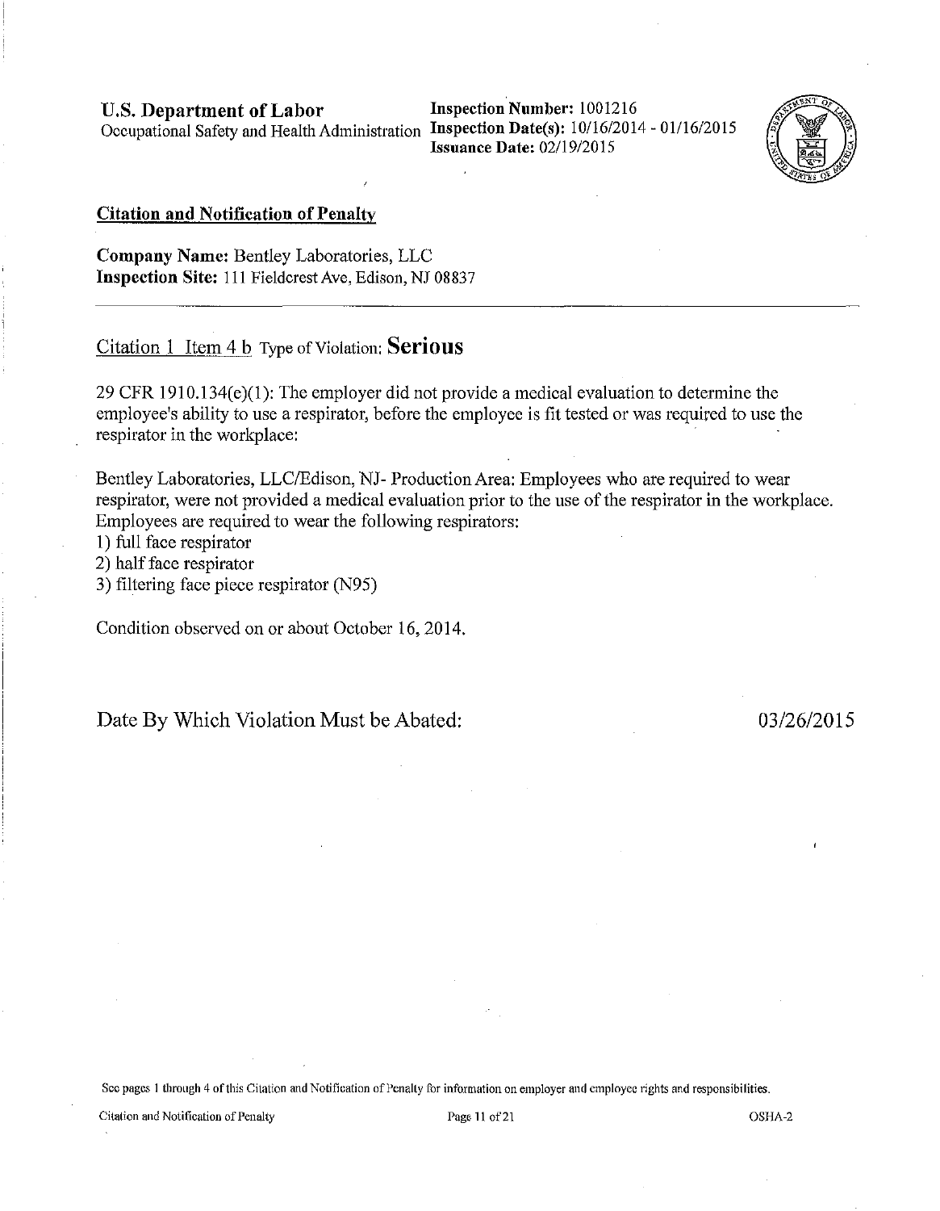**U.S. Department of Labor**
Occupational Safety and Health Administration

**Inspection Number:** 1001216
**Inspection Date(s):** 10/16/2014 - 01/16/2015
**Issuance Date:** 02/19/2015

## Citation and Notification of Penalty

**Company Name:** Bentley Laboratories, LLC
**Inspection Site:** 111 Fieldcrest Ave, Edison, NJ 08837

---

Citation 1 Item 4 b Type of Violation: **Serious**

29 CFR 1910.134(e)(1): The employer did not provide a medical evaluation to determine the employee's ability to use a respirator, before the employee is fit tested or was required to use the respirator in the workplace:

Bentley Laboratories, LLC/Edison, NJ- Production Area: Employees who are required to wear respirator, were not provided a medical evaluation prior to the use of the respirator in the workplace. Employees are required to wear the following respirators:
1) full face respirator
2) half face respirator
3) filtering face piece respirator (N95)

Condition observed on or about October 16, 2014.

Date By Which Violation Must be Abated: 03/26/2015

See pages 1 through 4 of this Citation and Notification of Penalty for information on employer and employee rights and responsibilities.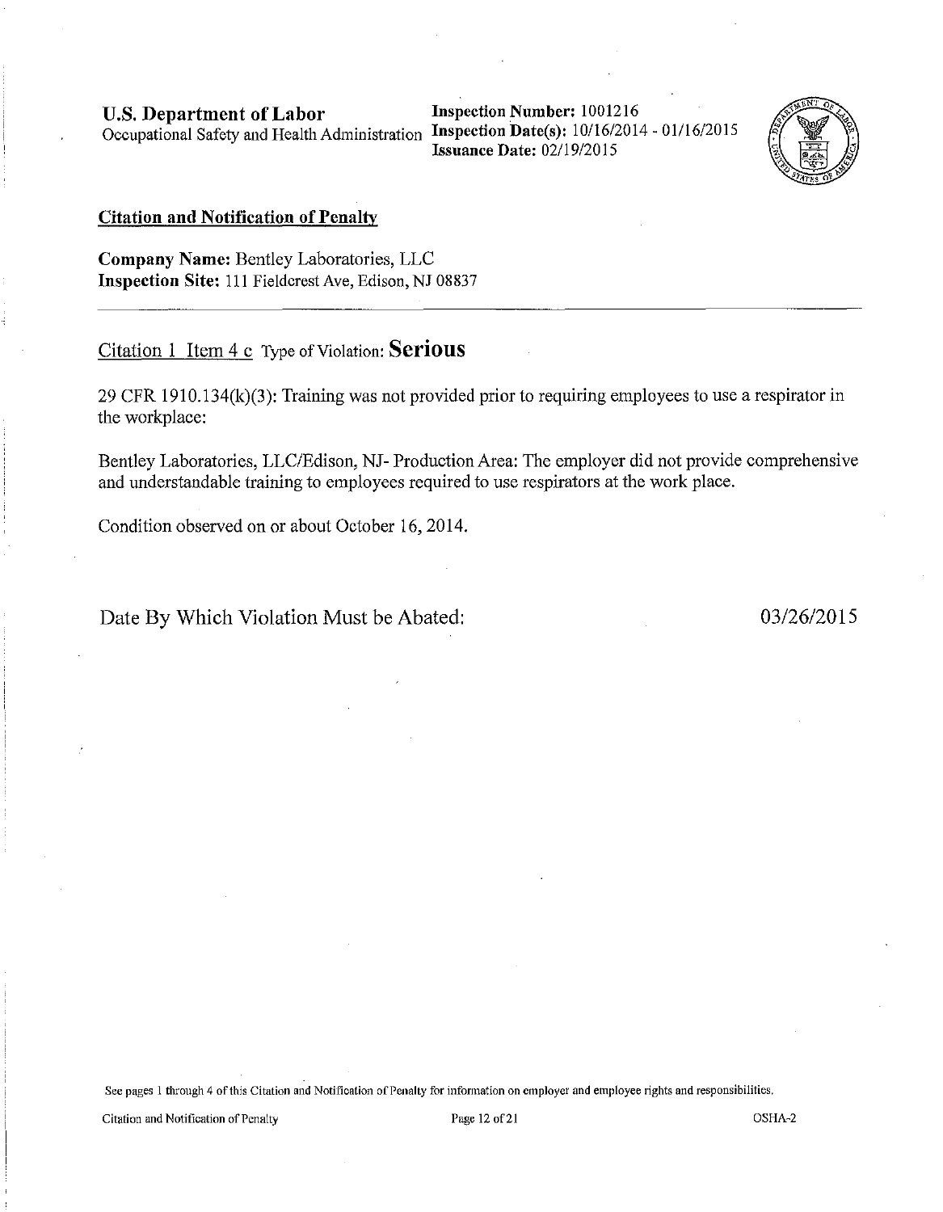**U.S. Department of Labor**
Occupational Safety and Health Administration

**Inspection Number:** 1001216
**Inspection Date(s):** 10/16/2014 - 01/16/2015
**Issuance Date:** 02/19/2015

## Citation and Notification of Penalty

**Company Name:** Bentley Laboratories, LLC
**Inspection Site:** 111 Fieldcrest Ave, Edison, NJ 08837

---

Citation 1 Item 4 c Type of Violation: **Serious**

29 CFR 1910.134(k)(3): Training was not provided prior to requiring employees to use a respirator in the workplace:

Bentley Laboratories, LLC/Edison, NJ- Production Area: The employer did not provide comprehensive and understandable training to employees required to use respirators at the work place.

Condition observed on or about October 16, 2014.

Date By Which Violation Must be Abated: 03/26/2015

See pages 1 through 4 of this Citation and Notification of Penalty for information on employer and employee rights and responsibilities.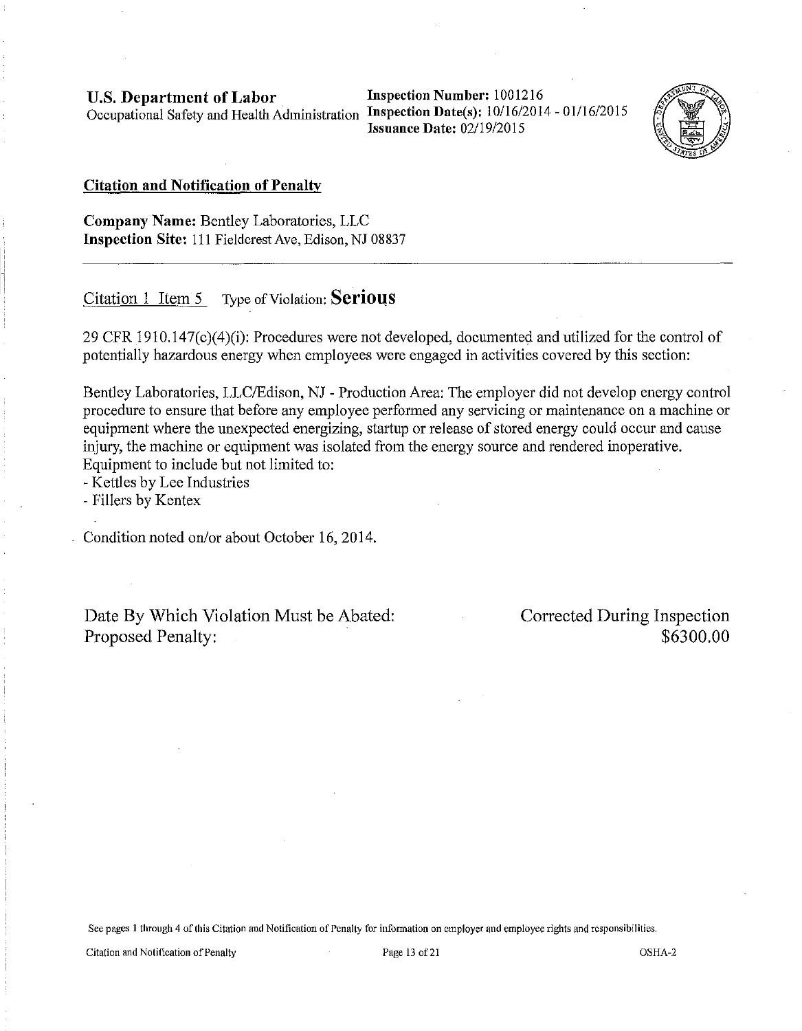**U.S. Department of Labor**
Occupational Safety and Health Administration

**Inspection Number:** 1001216
**Inspection Date(s):** 10/16/2014 - 01/16/2015
**Issuance Date:** 02/19/2015

## Citation and Notification of Penalty

**Company Name:** Bentley Laboratories, LLC
**Inspection Site:** 111 Fieldcrest Ave, Edison, NJ 08837

---

Citation 1 Item 5 Type of Violation: **Serious**

29 CFR 1910.147(c)(4)(i): Procedures were not developed, documented and utilized for the control of potentially hazardous energy when employees were engaged in activities covered by this section:

Bentley Laboratories, LLC/Edison, NJ - Production Area: The employer did not develop energy control procedure to ensure that before any employee performed any servicing or maintenance on a machine or equipment where the unexpected energizing, startup or release of stored energy could occur and cause injury, the machine or equipment was isolated from the energy source and rendered inoperative. Equipment to include but not limited to:
- Kettles by Lee Industries
- Fillers by Kentex

Condition noted on/or about October 16, 2014.

Date By Which Violation Must be Abated: Corrected During Inspection
Proposed Penalty: $6300.00

See pages 1 through 4 of this Citation and Notification of Penalty for information on employer and employee rights and responsibilities.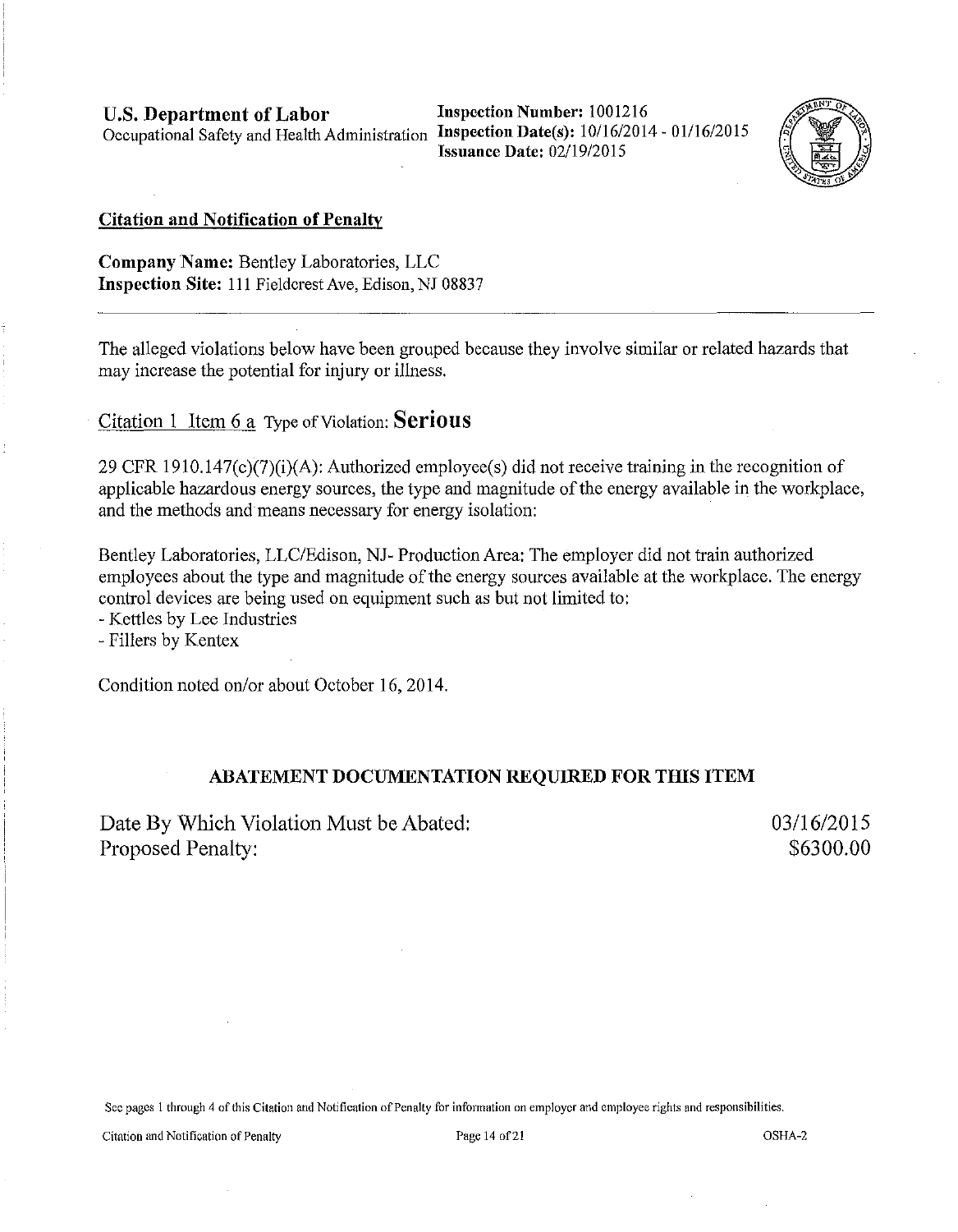**U.S. Department of Labor**
Occupational Safety and Health Administration

**Inspection Number:** 1001216
**Inspection Date(s):** 10/16/2014 - 01/16/2015
**Issuance Date:** 02/19/2015

## Citation and Notification of Penalty

**Company Name:** Bentley Laboratories, LLC
**Inspection Site:** 111 Fieldcrest Ave, Edison, NJ 08837

---

The alleged violations below have been grouped because they involve similar or related hazards that may increase the potential for injury or illness.

Citation 1 Item 6 a Type of Violation: **Serious**

29 CFR 1910.147(c)(7)(i)(A): Authorized employee(s) did not receive training in the recognition of applicable hazardous energy sources, the type and magnitude of the energy available in the workplace, and the methods and means necessary for energy isolation:

Bentley Laboratories, LLC/Edison, NJ- Production Area: The employer did not train authorized employees about the type and magnitude of the energy sources available at the workplace. The energy control devices are being used on equipment such as but not limited to:
- Kettles by Lee Industries
- Fillers by Kentex

Condition noted on/or about October 16, 2014.

### ABATEMENT DOCUMENTATION REQUIRED FOR THIS ITEM

| | |
|---|---|
| Date By Which Violation Must be Abated: | 03/16/2015 |
| Proposed Penalty: | $6300.00 |

See pages 1 through 4 of this Citation and Notification of Penalty for information on employer and employee rights and responsibilities.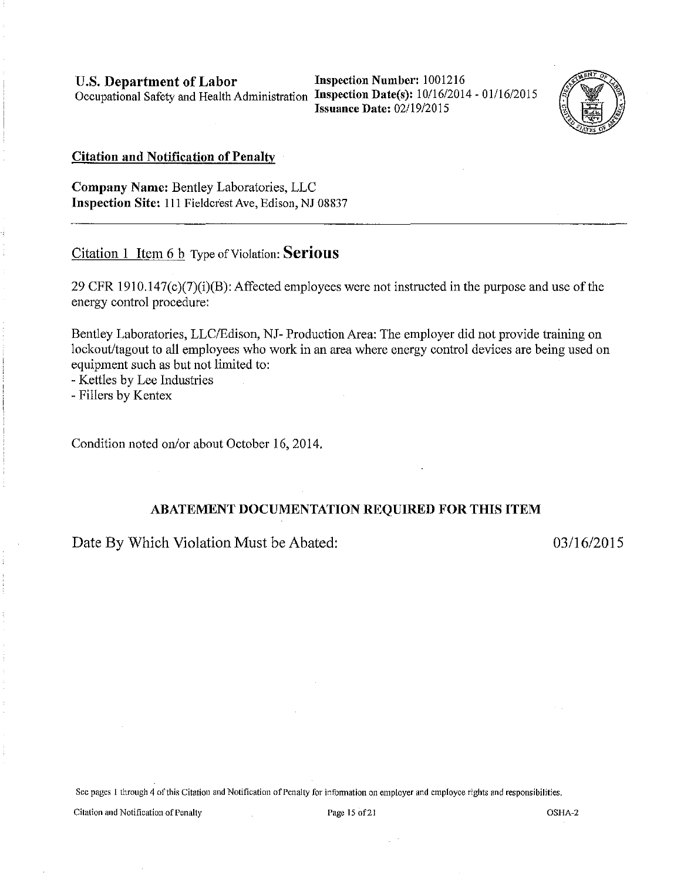**U.S. Department of Labor**
Occupational Safety and Health Administration

**Inspection Number:** 1001216
**Inspection Date(s):** 10/16/2014 - 01/16/2015
**Issuance Date:** 02/19/2015

**Citation and Notification of Penalty**

**Company Name:** Bentley Laboratories, LLC
**Inspection Site:** 111 Fieldcrest Ave, Edison, NJ 08837

---

Citation 1 Item 6 b Type of Violation: **Serious**

29 CFR 1910.147(c)(7)(i)(B): Affected employees were not instructed in the purpose and use of the energy control procedure:

Bentley Laboratories, LLC/Edison, NJ- Production Area: The employer did not provide training on lockout/tagout to all employees who work in an area where energy control devices are being used on equipment such as but not limited to:
- Kettles by Lee Industries
- Fillers by Kentex

Condition noted on/or about October 16, 2014.

**ABATEMENT DOCUMENTATION REQUIRED FOR THIS ITEM**

Date By Which Violation Must be Abated: 03/16/2015

See pages 1 through 4 of this Citation and Notification of Penalty for information on employer and employee rights and responsibilities.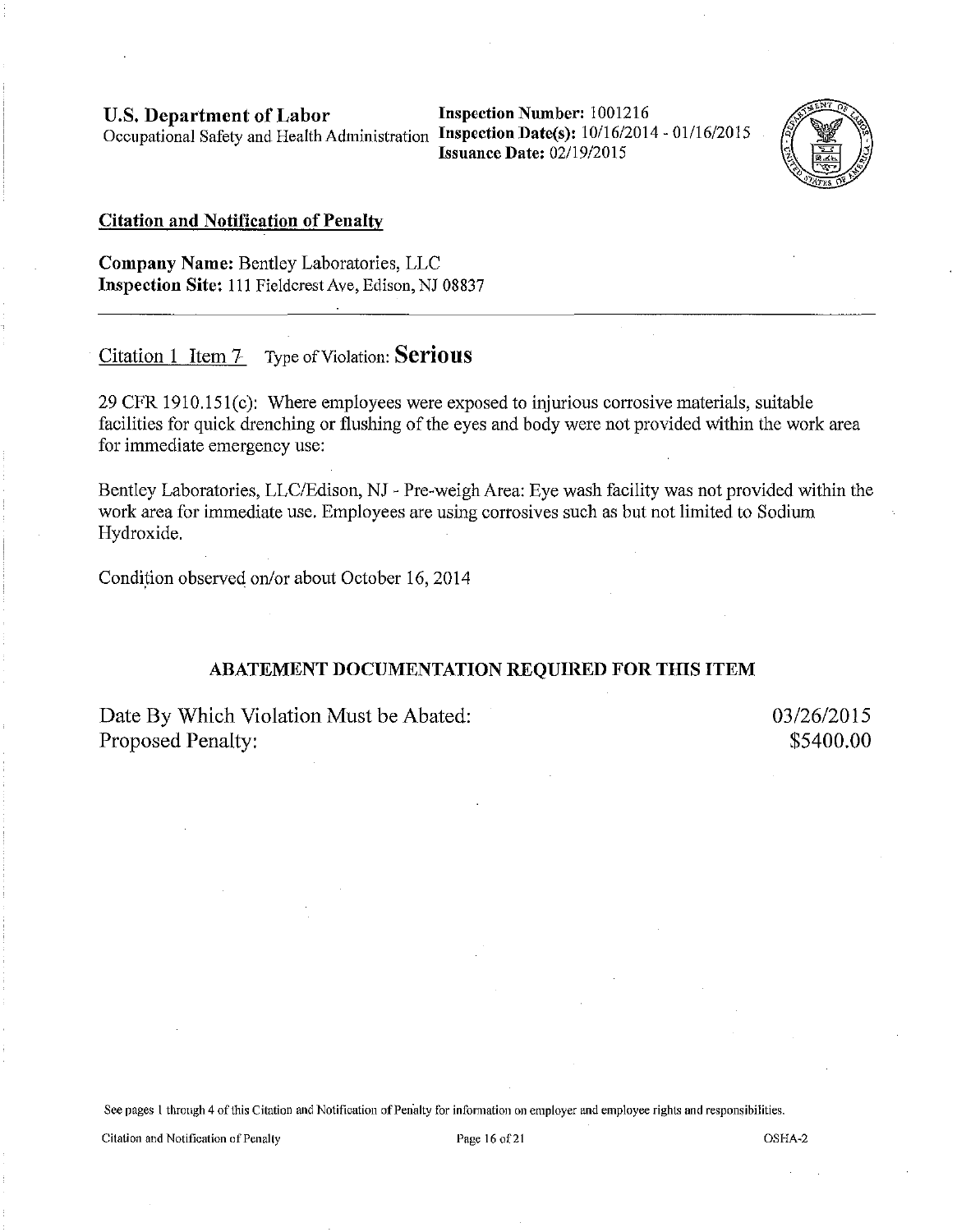**U.S. Department of Labor**
Occupational Safety and Health Administration

**Inspection Number:** 1001216
**Inspection Date(s):** 10/16/2014 - 01/16/2015
**Issuance Date:** 02/19/2015

## Citation and Notification of Penalty

**Company Name:** Bentley Laboratories, LLC
**Inspection Site:** 111 Fieldcrest Ave, Edison, NJ 08837

---

Citation 1 Item 7 Type of Violation: **Serious**

29 CFR 1910.151(c): Where employees were exposed to injurious corrosive materials, suitable facilities for quick drenching or flushing of the eyes and body were not provided within the work area for immediate emergency use:

Bentley Laboratories, LLC/Edison, NJ - Pre-weigh Area: Eye wash facility was not provided within the work area for immediate use. Employees are using corrosives such as but not limited to Sodium Hydroxide.

Condition observed on/or about October 16, 2014

### ABATEMENT DOCUMENTATION REQUIRED FOR THIS ITEM

Date By Which Violation Must be Abated: 03/26/2015
Proposed Penalty: $5400.00

See pages 1 through 4 of this Citation and Notification of Penalty for information on employer and employee rights and responsibilities.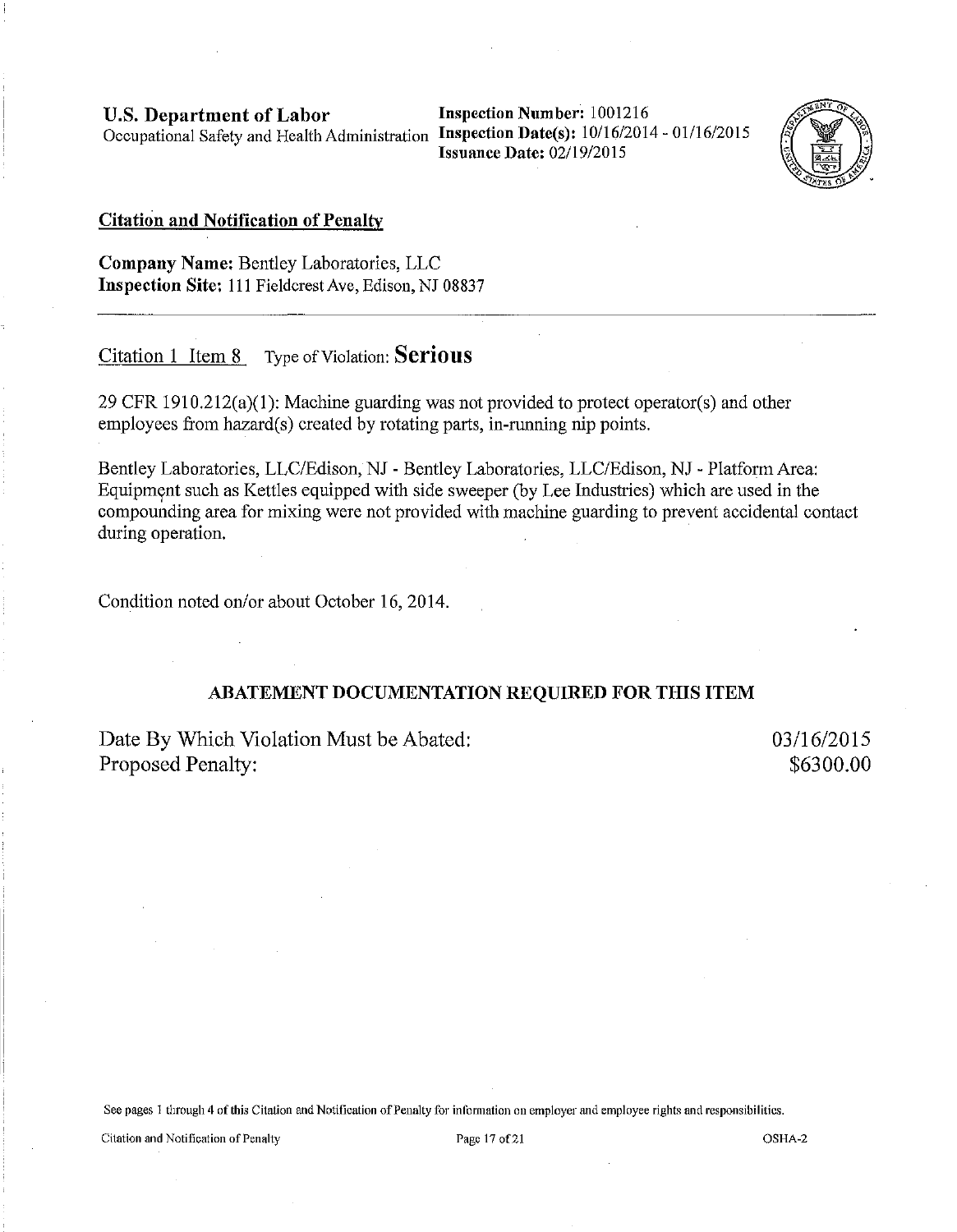**U.S. Department of Labor**
Occupational Safety and Health Administration

**Inspection Number:** 1001216
**Inspection Date(s):** 10/16/2014 - 01/16/2015
**Issuance Date:** 02/19/2015

## Citation and Notification of Penalty

**Company Name:** Bentley Laboratories, LLC
**Inspection Site:** 111 Fieldcrest Ave, Edison, NJ 08837

---

Citation 1 Item 8 Type of Violation: **Serious**

29 CFR 1910.212(a)(1): Machine guarding was not provided to protect operator(s) and other employees from hazard(s) created by rotating parts, in-running nip points.

Bentley Laboratories, LLC/Edison, NJ - Bentley Laboratories, LLC/Edison, NJ - Platform Area: Equipment such as Kettles equipped with side sweeper (by Lee Industries) which are used in the compounding area for mixing were not provided with machine guarding to prevent accidental contact during operation.

Condition noted on/or about October 16, 2014.

**ABATEMENT DOCUMENTATION REQUIRED FOR THIS ITEM**

| | |
|---|---|
| Date By Which Violation Must be Abated: | 03/16/2015 |
| Proposed Penalty: | $6300.00 |

See pages 1 through 4 of this Citation and Notification of Penalty for information on employer and employee rights and responsibilities.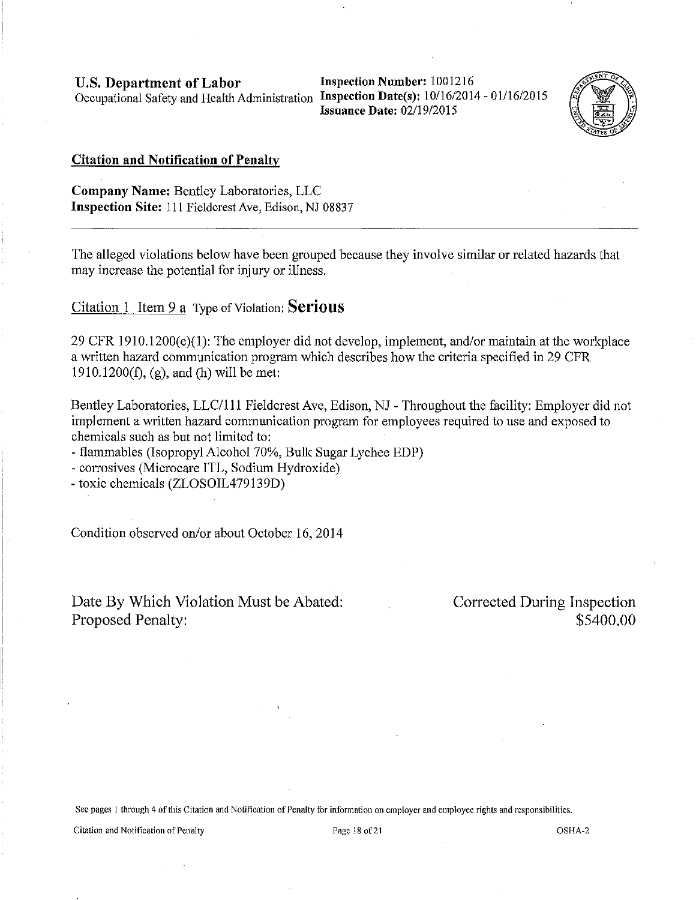**U.S. Department of Labor**
Occupational Safety and Health Administration

**Inspection Number:** 1001216
**Inspection Date(s):** 10/16/2014 - 01/16/2015
**Issuance Date:** 02/19/2015

## Citation and Notification of Penalty

**Company Name:** Bentley Laboratories, LLC
**Inspection Site:** 111 Fieldcrest Ave, Edison, NJ 08837

---

The alleged violations below have been grouped because they involve similar or related hazards that may increase the potential for injury or illness.

Citation 1 Item 9 a Type of Violation: **Serious**

29 CFR 1910.1200(e)(1): The employer did not develop, implement, and/or maintain at the workplace a written hazard communication program which describes how the criteria specified in 29 CFR 1910.1200(f), (g), and (h) will be met:

Bentley Laboratories, LLC/111 Fieldcrest Ave, Edison, NJ - Throughout the facility: Employer did not implement a written hazard communication program for employees required to use and exposed to chemicals such as but not limited to:
- flammables (Isopropyl Alcohol 70%, Bulk Sugar Lychee EDP)
- corrosives (Microcare ITL, Sodium Hydroxide)
- toxic chemicals (ZLOSOIL479139D)

Condition observed on/or about October 16, 2014

Date By Which Violation Must be Abated: Corrected During Inspection
Proposed Penalty: $5400.00

See pages 1 through 4 of this Citation and Notification of Penalty for information on employer and employee rights and responsibilities.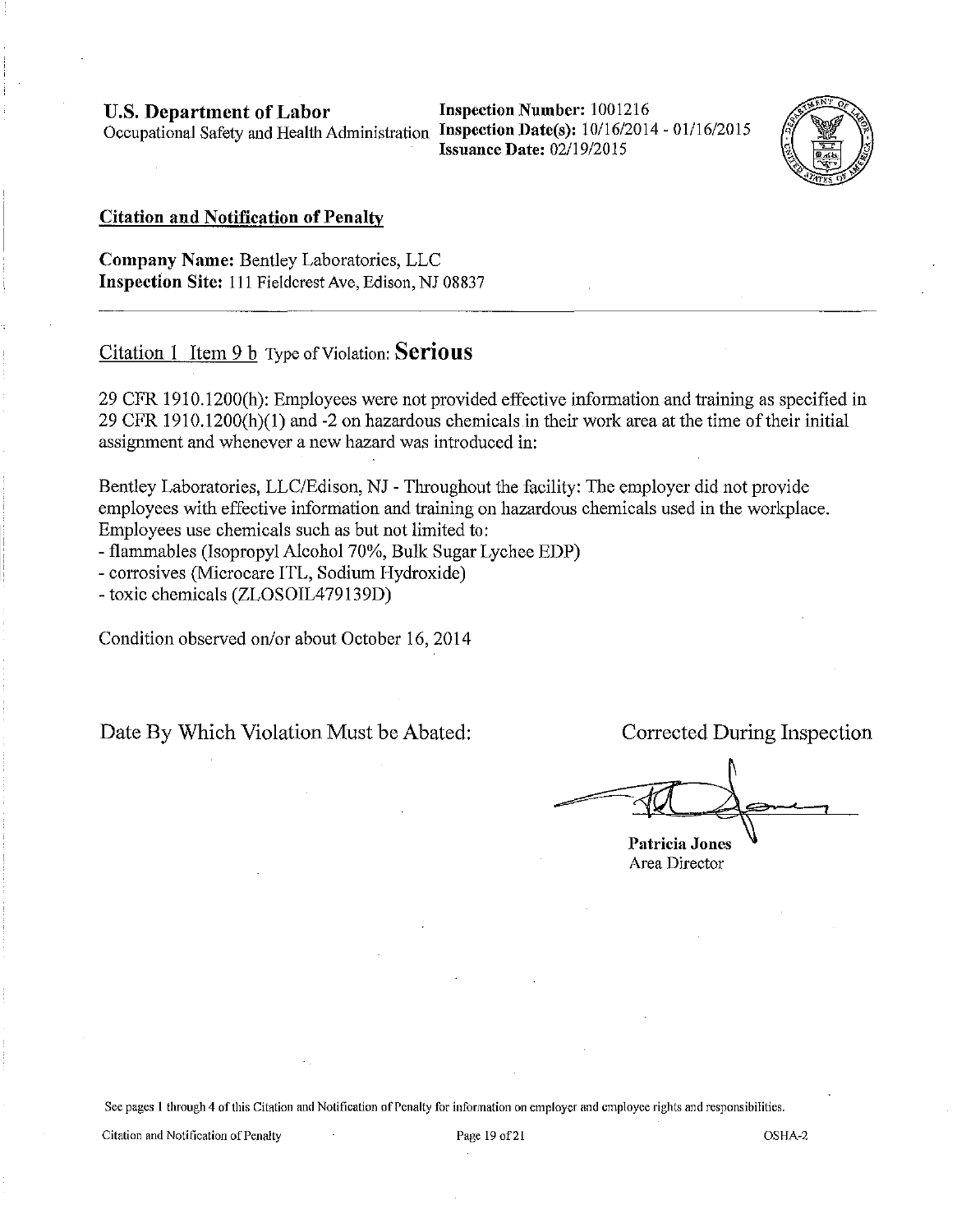**U.S. Department of Labor**
Occupational Safety and Health Administration

**Inspection Number:** 1001216
**Inspection Date(s):** 10/16/2014 - 01/16/2015
**Issuance Date:** 02/19/2015

## Citation and Notification of Penalty

**Company Name:** Bentley Laboratories, LLC
**Inspection Site:** 111 Fieldcrest Ave, Edison, NJ 08837

---

Citation 1 Item 9 b Type of Violation: **Serious**

29 CFR 1910.1200(h): Employees were not provided effective information and training as specified in 29 CFR 1910.1200(h)(1) and -2 on hazardous chemicals in their work area at the time of their initial assignment and whenever a new hazard was introduced in:

Bentley Laboratories, LLC/Edison, NJ - Throughout the facility: The employer did not provide employees with effective information and training on hazardous chemicals used in the workplace. Employees use chemicals such as but not limited to:
- flammables (Isopropyl Alcohol 70%, Bulk Sugar Lychee EDP)
- corrosives (Microcare ITL, Sodium Hydroxide)
- toxic chemicals (ZLOSOIL479139D)

Condition observed on/or about October 16, 2014

Date By Which Violation Must be Abated: Corrected During Inspection

**Patricia Jones**
Area Director

See pages 1 through 4 of this Citation and Notification of Penalty for information on employer and employee rights and responsibilities.

Citation and Notification of Penalty OSHA-2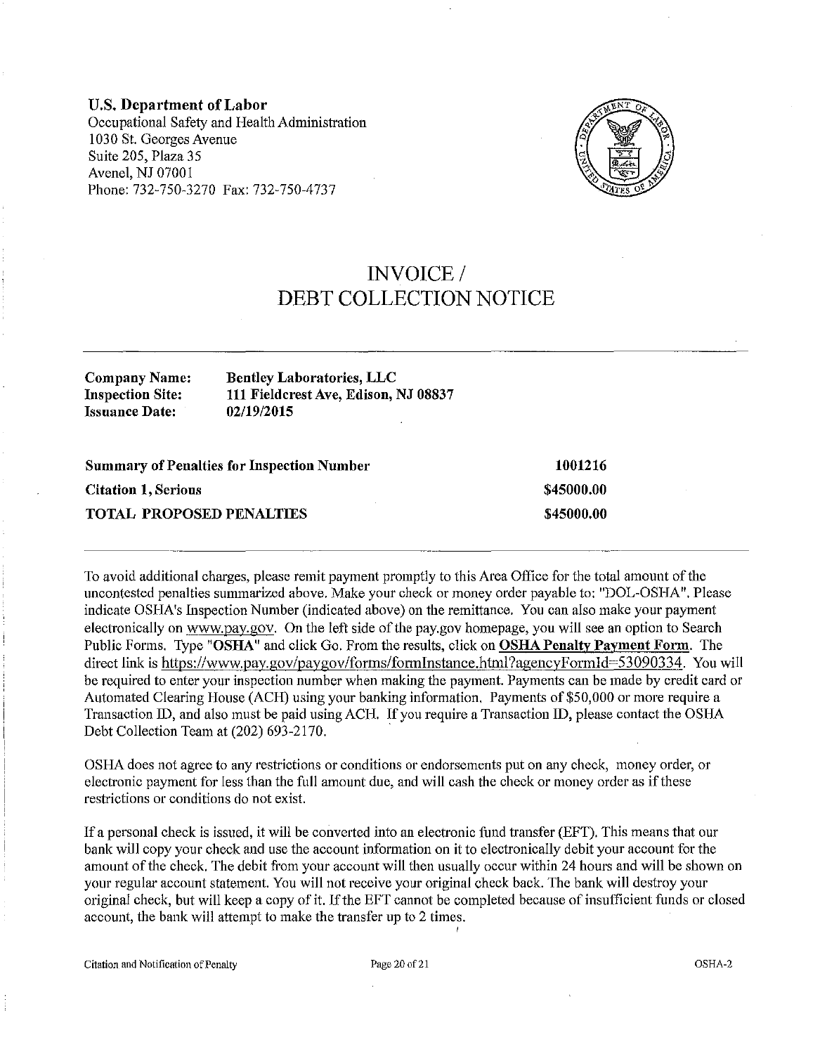**U.S. Department of Labor**
Occupational Safety and Health Administration
1030 St. Georges Avenue
Suite 205, Plaza 35
Avenel, NJ 07001
Phone: 732-750-3270 Fax: 732-750-4737

# INVOICE / DEBT COLLECTION NOTICE

| | |
|---|---|
| **Company Name:** | **Bentley Laboratories, LLC** |
| **Inspection Site:** | **111 Fieldcrest Ave, Edison, NJ 08837** |
| **Issuance Date:** | **02/19/2015** |

| | |
|---|---|
| **Summary of Penalties for Inspection Number** | **1001216** |
| **Citation 1, Serious** | **$45000.00** |
| **TOTAL PROPOSED PENALTIES** | **$45000.00** |

To avoid additional charges, please remit payment promptly to this Area Office for the total amount of the uncontested penalties summarized above. Make your check or money order payable to: "DOL-OSHA". Please indicate OSHA's Inspection Number (indicated above) on the remittance. You can also make your payment electronically on www.pay.gov. On the left side of the pay.gov homepage, you will see an option to Search Public Forms. Type "**OSHA**" and click Go. From the results, click on **OSHA Penalty Payment Form**. The direct link is https://www.pay.gov/paygov/forms/formInstance.html?agencyFormId=53090334. You will be required to enter your inspection number when making the payment. Payments can be made by credit card or Automated Clearing House (ACH) using your banking information. Payments of $50,000 or more require a Transaction ID, and also must be paid using ACH. If you require a Transaction ID, please contact the OSHA Debt Collection Team at (202) 693-2170.

OSHA does not agree to any restrictions or conditions or endorsements put on any check, money order, or electronic payment for less than the full amount due, and will cash the check or money order as if these restrictions or conditions do not exist.

If a personal check is issued, it will be converted into an electronic fund transfer (EFT). This means that our bank will copy your check and use the account information on it to electronically debit your account for the amount of the check. The debit from your account will then usually occur within 24 hours and will be shown on your regular account statement. You will not receive your original check back. The bank will destroy your original check, but will keep a copy of it. If the EFT cannot be completed because of insufficient funds or closed account, the bank will attempt to make the transfer up to 2 times.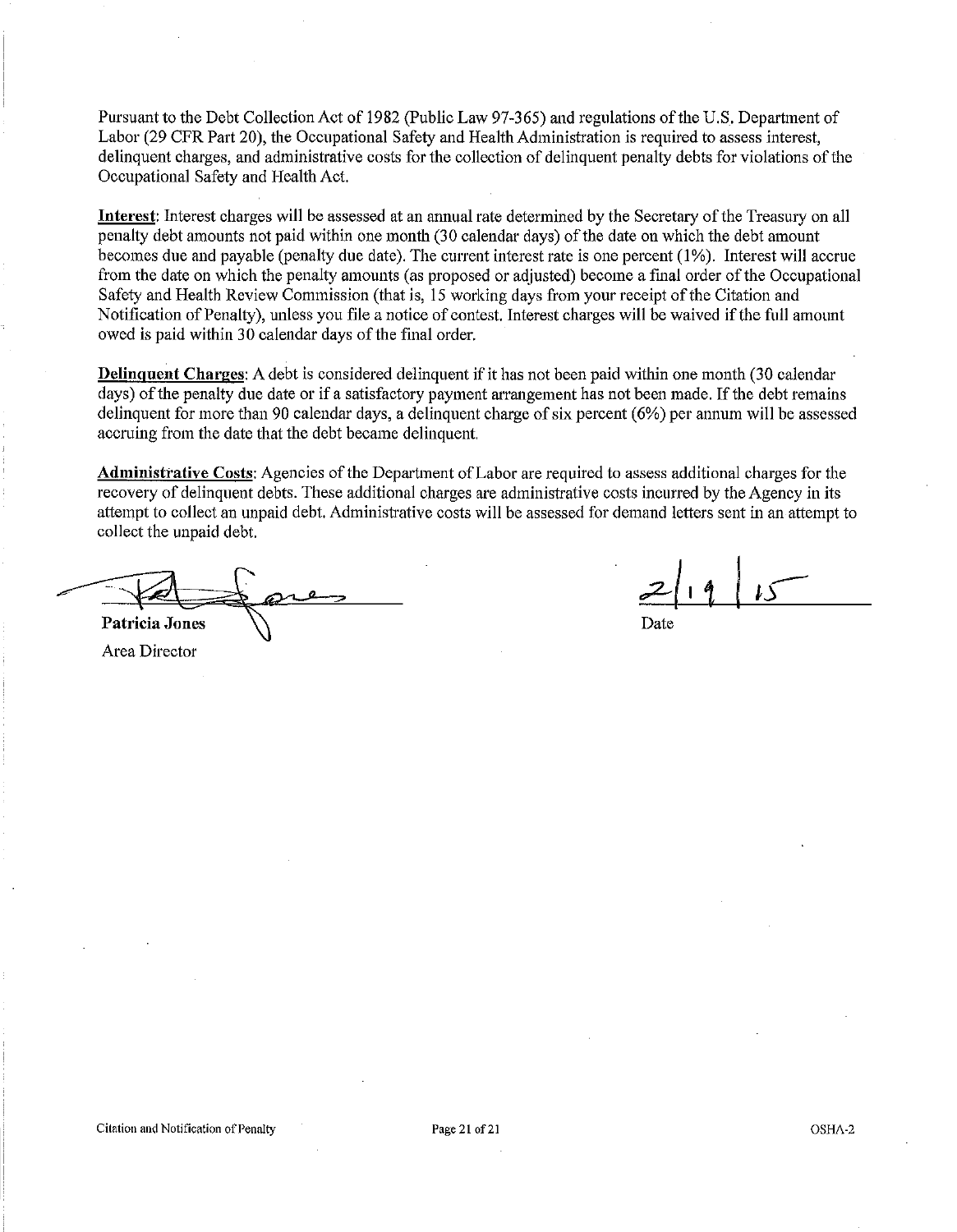Pursuant to the Debt Collection Act of 1982 (Public Law 97-365) and regulations of the U.S. Department of Labor (29 CFR Part 20), the Occupational Safety and Health Administration is required to assess interest, delinquent charges, and administrative costs for the collection of delinquent penalty debts for violations of the Occupational Safety and Health Act.

**Interest**: Interest charges will be assessed at an annual rate determined by the Secretary of the Treasury on all penalty debt amounts not paid within one month (30 calendar days) of the date on which the debt amount becomes due and payable (penalty due date). The current interest rate is one percent (1%). Interest will accrue from the date on which the penalty amounts (as proposed or adjusted) become a final order of the Occupational Safety and Health Review Commission (that is, 15 working days from your receipt of the Citation and Notification of Penalty), unless you file a notice of contest. Interest charges will be waived if the full amount owed is paid within 30 calendar days of the final order.

**Delinquent Charges**: A debt is considered delinquent if it has not been paid within one month (30 calendar days) of the penalty due date or if a satisfactory payment arrangement has not been made. If the debt remains delinquent for more than 90 calendar days, a delinquent charge of six percent (6%) per annum will be assessed accruing from the date that the debt became delinquent.

**Administrative Costs**: Agencies of the Department of Labor are required to assess additional charges for the recovery of delinquent debts. These additional charges are administrative costs incurred by the Agency in its attempt to collect an unpaid debt. Administrative costs will be assessed for demand letters sent in an attempt to collect the unpaid debt.

**Patricia Jones**
Area Director

2/19/15
Date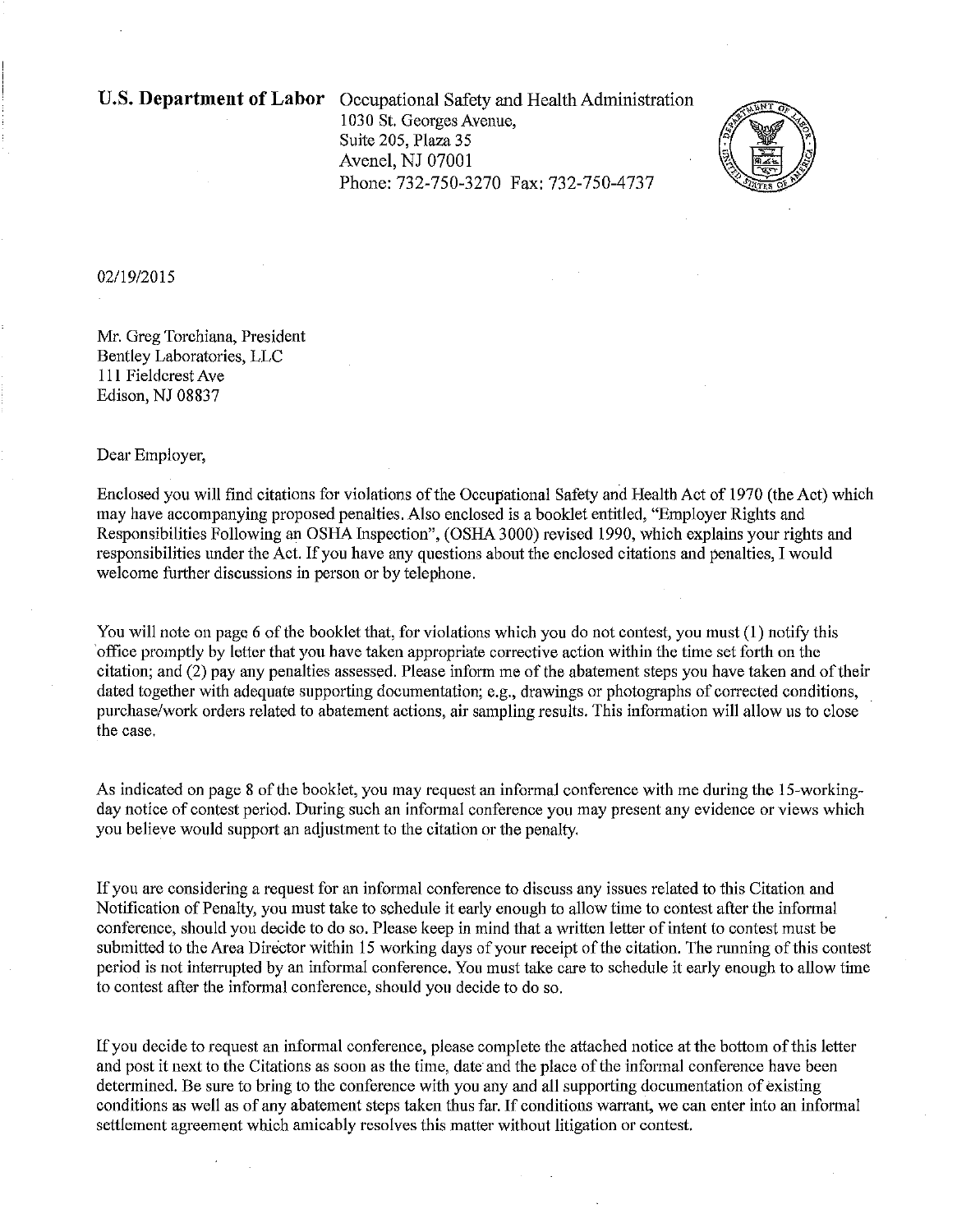**U.S. Department of Labor** Occupational Safety and Health Administration
1030 St. Georges Avenue,
Suite 205, Plaza 35
Avenel, NJ 07001
Phone: 732-750-3270 Fax: 732-750-4737

02/19/2015

Mr. Greg Torchiana, President
Bentley Laboratories, LLC
111 Fieldcrest Ave
Edison, NJ 08837

Dear Employer,

Enclosed you will find citations for violations of the Occupational Safety and Health Act of 1970 (the Act) which may have accompanying proposed penalties. Also enclosed is a booklet entitled, "Employer Rights and Responsibilities Following an OSHA Inspection", (OSHA 3000) revised 1990, which explains your rights and responsibilities under the Act. If you have any questions about the enclosed citations and penalties, I would welcome further discussions in person or by telephone.

You will note on page 6 of the booklet that, for violations which you do not contest, you must (1) notify this office promptly by letter that you have taken appropriate corrective action within the time set forth on the citation; and (2) pay any penalties assessed. Please inform me of the abatement steps you have taken and of their dated together with adequate supporting documentation; e.g., drawings or photographs of corrected conditions, purchase/work orders related to abatement actions, air sampling results. This information will allow us to close the case.

As indicated on page 8 of the booklet, you may request an informal conference with me during the 15-working-day notice of contest period. During such an informal conference you may present any evidence or views which you believe would support an adjustment to the citation or the penalty.

If you are considering a request for an informal conference to discuss any issues related to this Citation and Notification of Penalty, you must take to schedule it early enough to allow time to contest after the informal conference, should you decide to do so. Please keep in mind that a written letter of intent to contest must be submitted to the Area Director within 15 working days of your receipt of the citation. The running of this contest period is not interrupted by an informal conference. You must take care to schedule it early enough to allow time to contest after the informal conference, should you decide to do so.

If you decide to request an informal conference, please complete the attached notice at the bottom of this letter and post it next to the Citations as soon as the time, date and the place of the informal conference have been determined. Be sure to bring to the conference with you any and all supporting documentation of existing conditions as well as of any abatement steps taken thus far. If conditions warrant, we can enter into an informal settlement agreement which amicably resolves this matter without litigation or contest.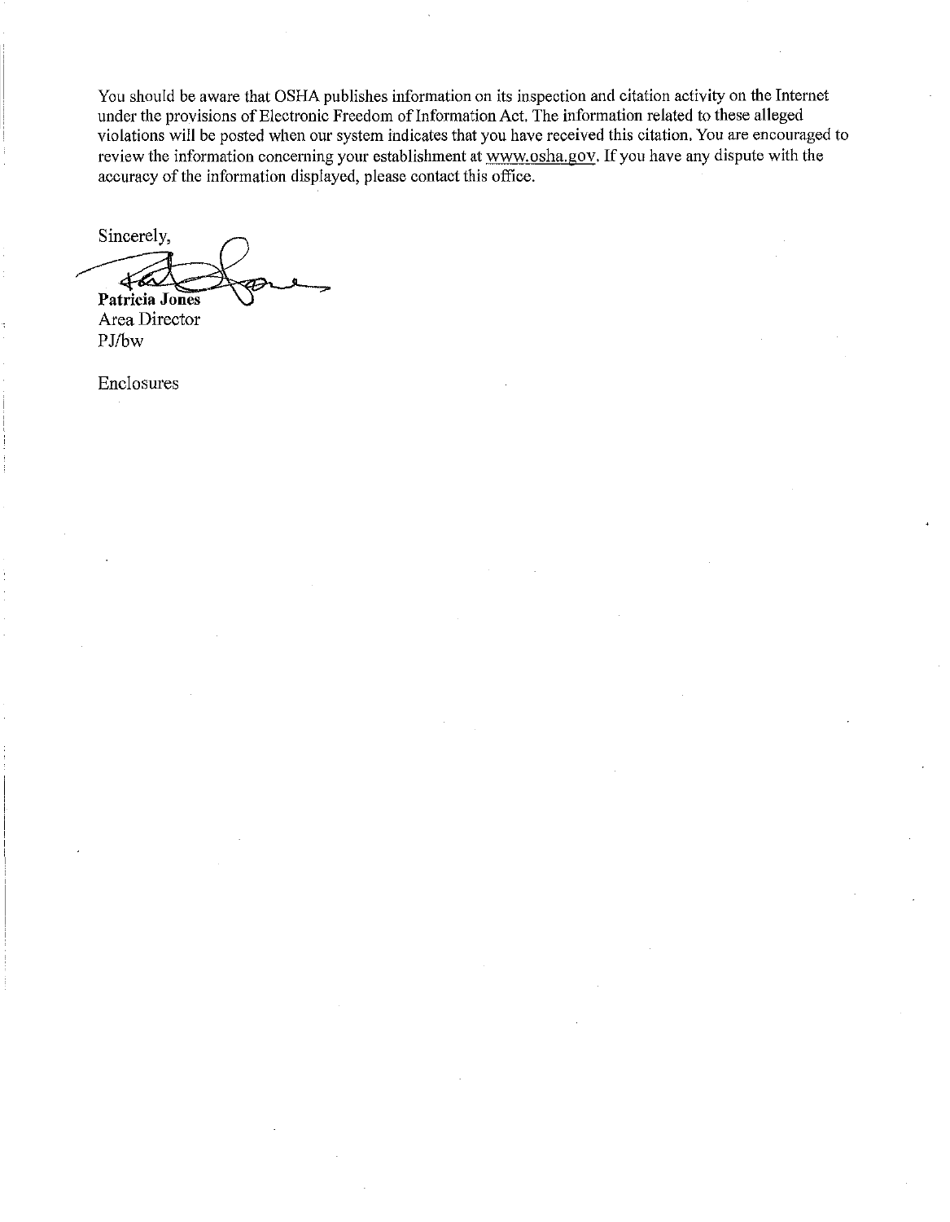You should be aware that OSHA publishes information on its inspection and citation activity on the Internet under the provisions of Electronic Freedom of Information Act. The information related to these alleged violations will be posted when our system indicates that you have received this citation. You are encouraged to review the information concerning your establishment at www.osha.gov. If you have any dispute with the accuracy of the information displayed, please contact this office.

Sincerely,

**Patricia Jones**
Area Director
PJ/bw

Enclosures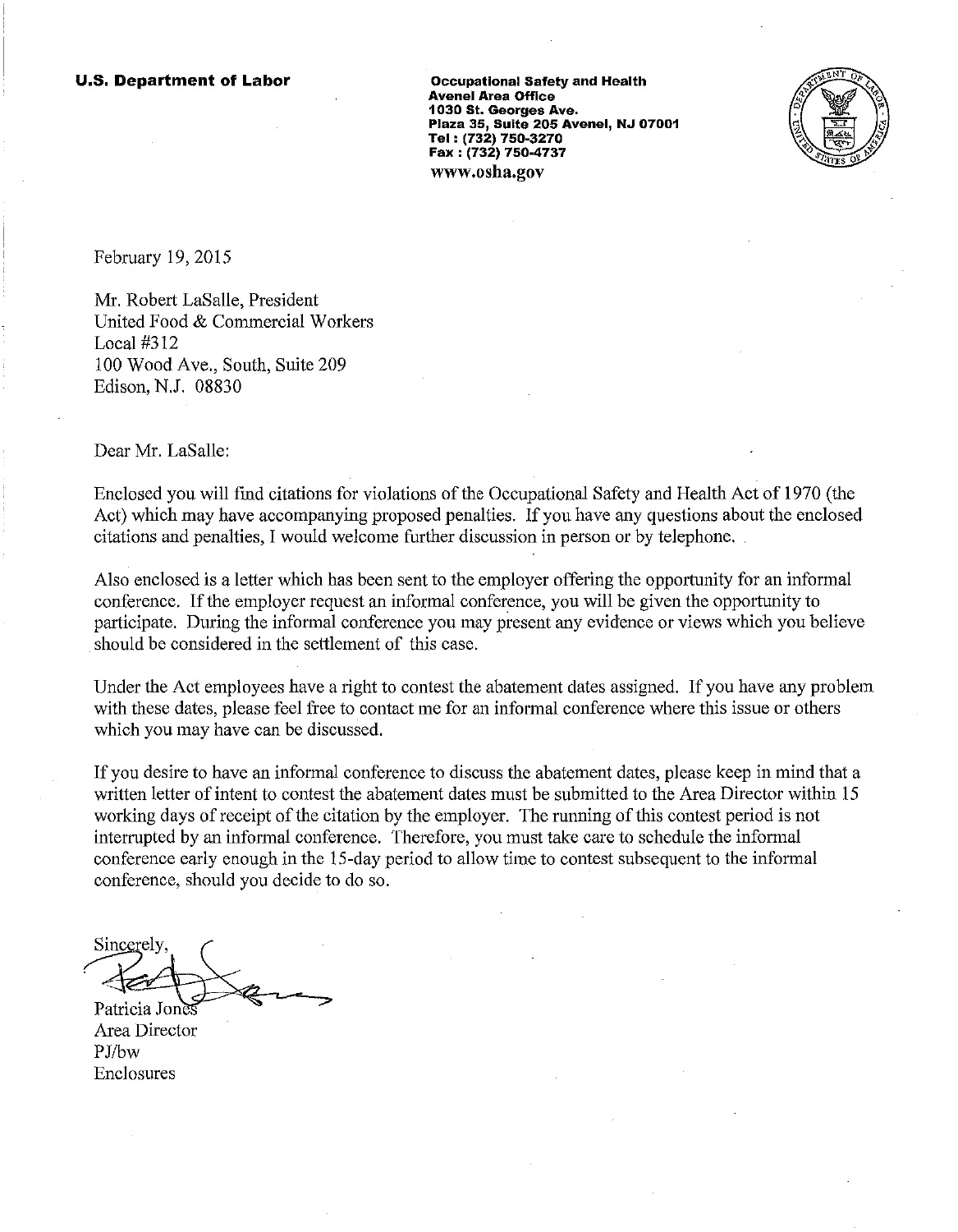**U.S. Department of Labor**

**Occupational Safety and Health**
**Avenel Area Office**
**1030 St. Georges Ave.**
**Plaza 35, Suite 205 Avenel, NJ 07001**
**Tel : (732) 750-3270**
**Fax : (732) 750-4737**
**www.osha.gov**

February 19, 2015

Mr. Robert LaSalle, President
United Food & Commercial Workers
Local #312
100 Wood Ave., South, Suite 209
Edison, N.J. 08830

Dear Mr. LaSalle:

Enclosed you will find citations for violations of the Occupational Safety and Health Act of 1970 (the Act) which may have accompanying proposed penalties. If you have any questions about the enclosed citations and penalties, I would welcome further discussion in person or by telephone.

Also enclosed is a letter which has been sent to the employer offering the opportunity for an informal conference. If the employer request an informal conference, you will be given the opportunity to participate. During the informal conference you may present any evidence or views which you believe should be considered in the settlement of this case.

Under the Act employees have a right to contest the abatement dates assigned. If you have any problem with these dates, please feel free to contact me for an informal conference where this issue or others which you may have can be discussed.

If you desire to have an informal conference to discuss the abatement dates, please keep in mind that a written letter of intent to contest the abatement dates must be submitted to the Area Director within 15 working days of receipt of the citation by the employer. The running of this contest period is not interrupted by an informal conference. Therefore, you must take care to schedule the informal conference early enough in the 15-day period to allow time to contest subsequent to the informal conference, should you decide to do so.

Sincerely,

Patricia Jones
Area Director
PJ/bw
Enclosures